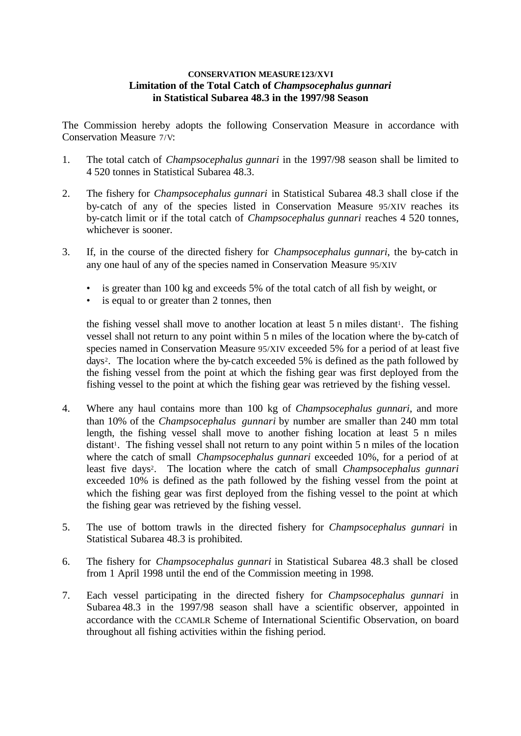**CONSERVATION MEASURE 123/XVI**
**Limitation of the Total Catch of *Champsocephalus gunnari* in Statistical Subarea 48.3 in the 1997/98 Season**

The Commission hereby adopts the following Conservation Measure in accordance with Conservation Measure 7/V:

1. The total catch of *Champsocephalus gunnari* in the 1997/98 season shall be limited to 4 520 tonnes in Statistical Subarea 48.3.

2. The fishery for *Champsocephalus gunnari* in Statistical Subarea 48.3 shall close if the by-catch of any of the species listed in Conservation Measure 95/XIV reaches its by-catch limit or if the total catch of *Champsocephalus gunnari* reaches 4 520 tonnes, whichever is sooner.

3. If, in the course of the directed fishery for *Champsocephalus gunnari*, the by-catch in any one haul of any of the species named in Conservation Measure 95/XIV

   - is greater than 100 kg and exceeds 5% of the total catch of all fish by weight, or
   - is equal to or greater than 2 tonnes, then

   the fishing vessel shall move to another location at least 5 n miles distant[1]. The fishing vessel shall not return to any point within 5 n miles of the location where the by-catch of species named in Conservation Measure 95/XIV exceeded 5% for a period of at least five days[2]. The location where the by-catch exceeded 5% is defined as the path followed by the fishing vessel from the point at which the fishing gear was first deployed from the fishing vessel to the point at which the fishing gear was retrieved by the fishing vessel.

4. Where any haul contains more than 100 kg of *Champsocephalus gunnari*, and more than 10% of the *Champsocephalus gunnari* by number are smaller than 240 mm total length, the fishing vessel shall move to another fishing location at least 5 n miles distant[1]. The fishing vessel shall not return to any point within 5 n miles of the location where the catch of small *Champsocephalus gunnari* exceeded 10%, for a period of at least five days[2]. The location where the catch of small *Champsocephalus gunnari* exceeded 10% is defined as the path followed by the fishing vessel from the point at which the fishing gear was first deployed from the fishing vessel to the point at which the fishing gear was retrieved by the fishing vessel.

5. The use of bottom trawls in the directed fishery for *Champsocephalus gunnari* in Statistical Subarea 48.3 is prohibited.

6. The fishery for *Champsocephalus gunnari* in Statistical Subarea 48.3 shall be closed from 1 April 1998 until the end of the Commission meeting in 1998.

7. Each vessel participating in the directed fishery for *Champsocephalus gunnari* in Subarea 48.3 in the 1997/98 season shall have a scientific observer, appointed in accordance with the CCAMLR Scheme of International Scientific Observation, on board throughout all fishing activities within the fishing period.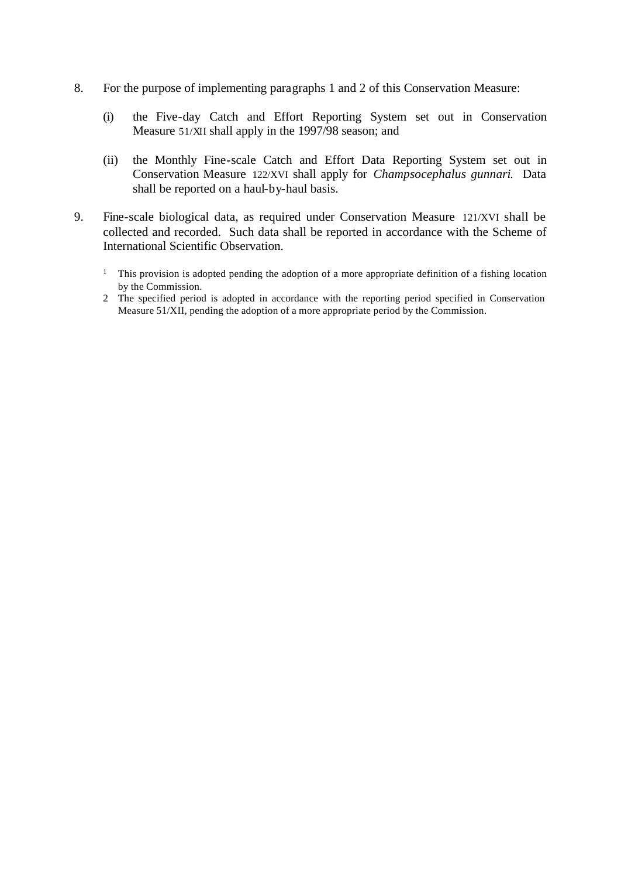8. For the purpose of implementing paragraphs 1 and 2 of this Conservation Measure:

   (i) the Five-day Catch and Effort Reporting System set out in Conservation Measure 51/XII shall apply in the 1997/98 season; and

   (ii) the Monthly Fine-scale Catch and Effort Data Reporting System set out in Conservation Measure 122/XVI shall apply for *Champsocephalus gunnari*. Data shall be reported on a haul-by-haul basis.

9. Fine-scale biological data, as required under Conservation Measure 121/XVI shall be collected and recorded. Such data shall be reported in accordance with the Scheme of International Scientific Observation.

[1] This provision is adopted pending the adoption of a more appropriate definition of a fishing location by the Commission.

2 The specified period is adopted in accordance with the reporting period specified in Conservation Measure 51/XII, pending the adoption of a more appropriate period by the Commission.